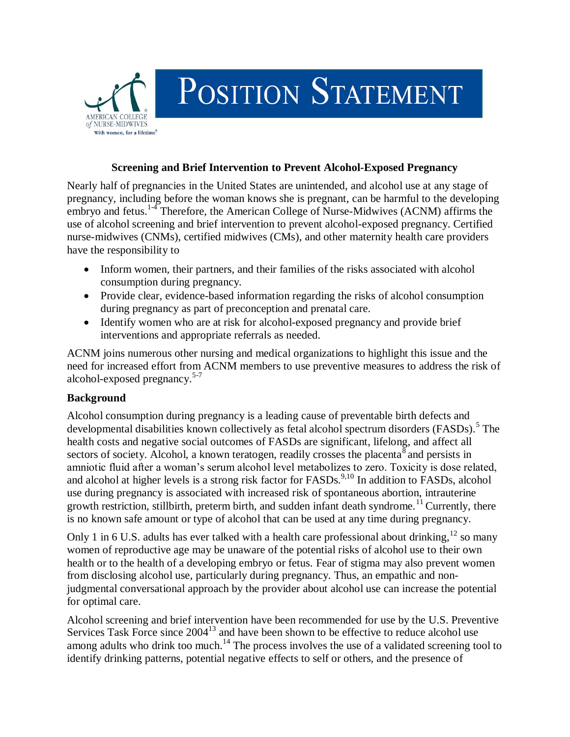# Position Statement

**Screening and Brief Intervention to Prevent Alcohol-Exposed Pregnancy**

Nearly half of pregnancies in the United States are unintended, and alcohol use at any stage of pregnancy, including before the woman knows she is pregnant, can be harmful to the developing embryo and fetus.[1-4] Therefore, the American College of Nurse-Midwives (ACNM) affirms the use of alcohol screening and brief intervention to prevent alcohol-exposed pregnancy. Certified nurse-midwives (CNMs), certified midwives (CMs), and other maternity health care providers have the responsibility to

- Inform women, their partners, and their families of the risks associated with alcohol consumption during pregnancy.
- Provide clear, evidence-based information regarding the risks of alcohol consumption during pregnancy as part of preconception and prenatal care.
- Identify women who are at risk for alcohol-exposed pregnancy and provide brief interventions and appropriate referrals as needed.

ACNM joins numerous other nursing and medical organizations to highlight this issue and the need for increased effort from ACNM members to use preventive measures to address the risk of alcohol-exposed pregnancy.[5-7]

## Background

Alcohol consumption during pregnancy is a leading cause of preventable birth defects and developmental disabilities known collectively as fetal alcohol spectrum disorders (FASDs).[5] The health costs and negative social outcomes of FASDs are significant, lifelong, and affect all sectors of society. Alcohol, a known teratogen, readily crosses the placenta[8] and persists in amniotic fluid after a woman's serum alcohol level metabolizes to zero. Toxicity is dose related, and alcohol at higher levels is a strong risk factor for FASDs.[9,10] In addition to FASDs, alcohol use during pregnancy is associated with increased risk of spontaneous abortion, intrauterine growth restriction, stillbirth, preterm birth, and sudden infant death syndrome.[11] Currently, there is no known safe amount or type of alcohol that can be used at any time during pregnancy.

Only 1 in 6 U.S. adults has ever talked with a health care professional about drinking,[12] so many women of reproductive age may be unaware of the potential risks of alcohol use to their own health or to the health of a developing embryo or fetus. Fear of stigma may also prevent women from disclosing alcohol use, particularly during pregnancy. Thus, an empathic and non-judgmental conversational approach by the provider about alcohol use can increase the potential for optimal care.

Alcohol screening and brief intervention have been recommended for use by the U.S. Preventive Services Task Force since 2004[13] and have been shown to be effective to reduce alcohol use among adults who drink too much.[14] The process involves the use of a validated screening tool to identify drinking patterns, potential negative effects to self or others, and the presence of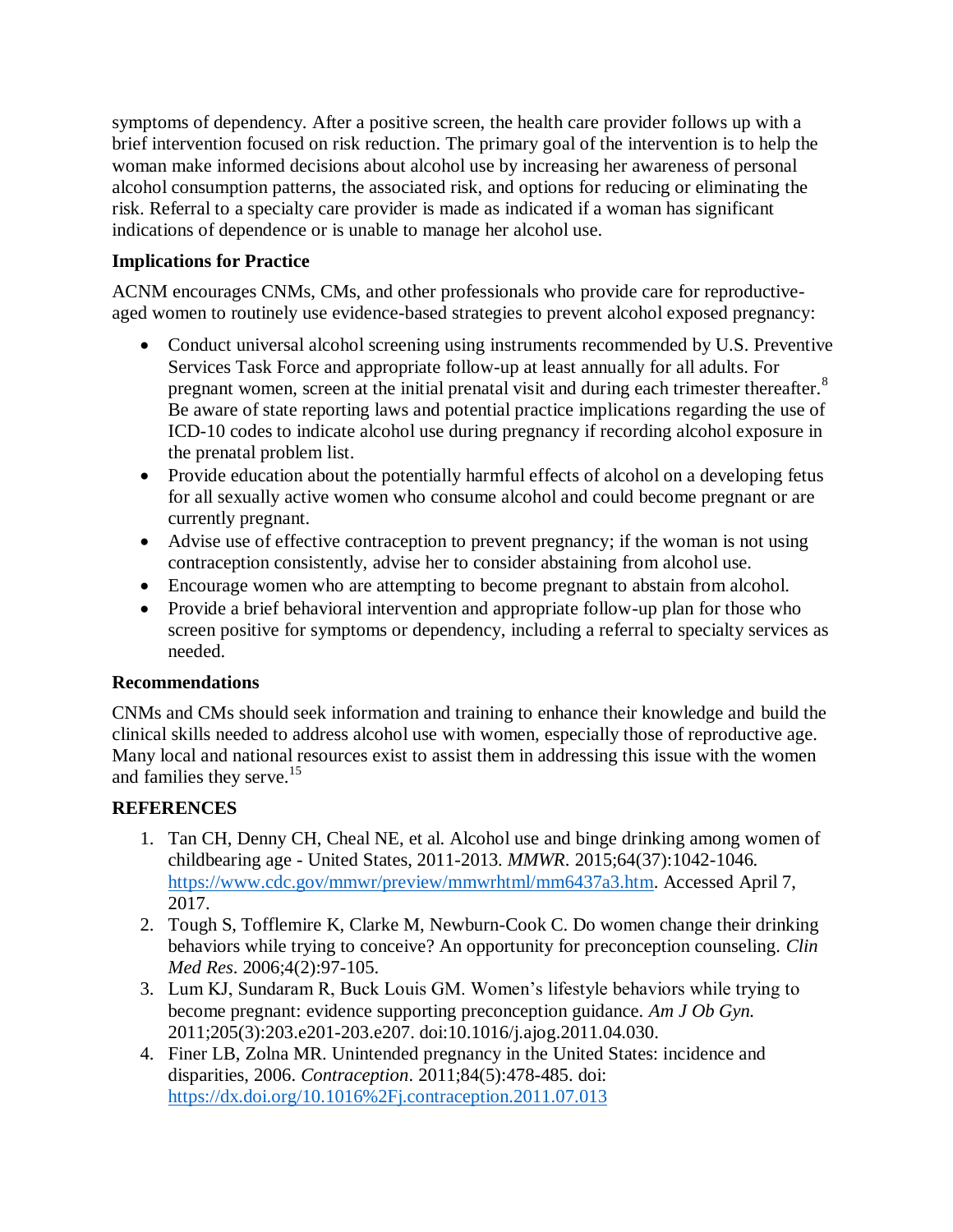symptoms of dependency. After a positive screen, the health care provider follows up with a brief intervention focused on risk reduction. The primary goal of the intervention is to help the woman make informed decisions about alcohol use by increasing her awareness of personal alcohol consumption patterns, the associated risk, and options for reducing or eliminating the risk. Referral to a specialty care provider is made as indicated if a woman has significant indications of dependence or is unable to manage her alcohol use.

**Implications for Practice**

ACNM encourages CNMs, CMs, and other professionals who provide care for reproductive-aged women to routinely use evidence-based strategies to prevent alcohol exposed pregnancy:

- Conduct universal alcohol screening using instruments recommended by U.S. Preventive Services Task Force and appropriate follow-up at least annually for all adults. For pregnant women, screen at the initial prenatal visit and during each trimester thereafter.[8] Be aware of state reporting laws and potential practice implications regarding the use of ICD-10 codes to indicate alcohol use during pregnancy if recording alcohol exposure in the prenatal problem list.
- Provide education about the potentially harmful effects of alcohol on a developing fetus for all sexually active women who consume alcohol and could become pregnant or are currently pregnant.
- Advise use of effective contraception to prevent pregnancy; if the woman is not using contraception consistently, advise her to consider abstaining from alcohol use.
- Encourage women who are attempting to become pregnant to abstain from alcohol.
- Provide a brief behavioral intervention and appropriate follow-up plan for those who screen positive for symptoms or dependency, including a referral to specialty services as needed.

**Recommendations**

CNMs and CMs should seek information and training to enhance their knowledge and build the clinical skills needed to address alcohol use with women, especially those of reproductive age. Many local and national resources exist to assist them in addressing this issue with the women and families they serve.[15]

**REFERENCES**

1. Tan CH, Denny CH, Cheal NE, et al. Alcohol use and binge drinking among women of childbearing age - United States, 2011-2013. *MMWR*. 2015;64(37):1042-1046. https://www.cdc.gov/mmwr/preview/mmwrhtml/mm6437a3.htm. Accessed April 7, 2017.
2. Tough S, Tofflemire K, Clarke M, Newburn-Cook C. Do women change their drinking behaviors while trying to conceive? An opportunity for preconception counseling. *Clin Med Res*. 2006;4(2):97-105.
3. Lum KJ, Sundaram R, Buck Louis GM. Women's lifestyle behaviors while trying to become pregnant: evidence supporting preconception guidance. *Am J Ob Gyn.* 2011;205(3):203.e201-203.e207. doi:10.1016/j.ajog.2011.04.030.
4. Finer LB, Zolna MR. Unintended pregnancy in the United States: incidence and disparities, 2006. *Contraception*. 2011;84(5):478-485. doi: https://dx.doi.org/10.1016%2Fj.contraception.2011.07.013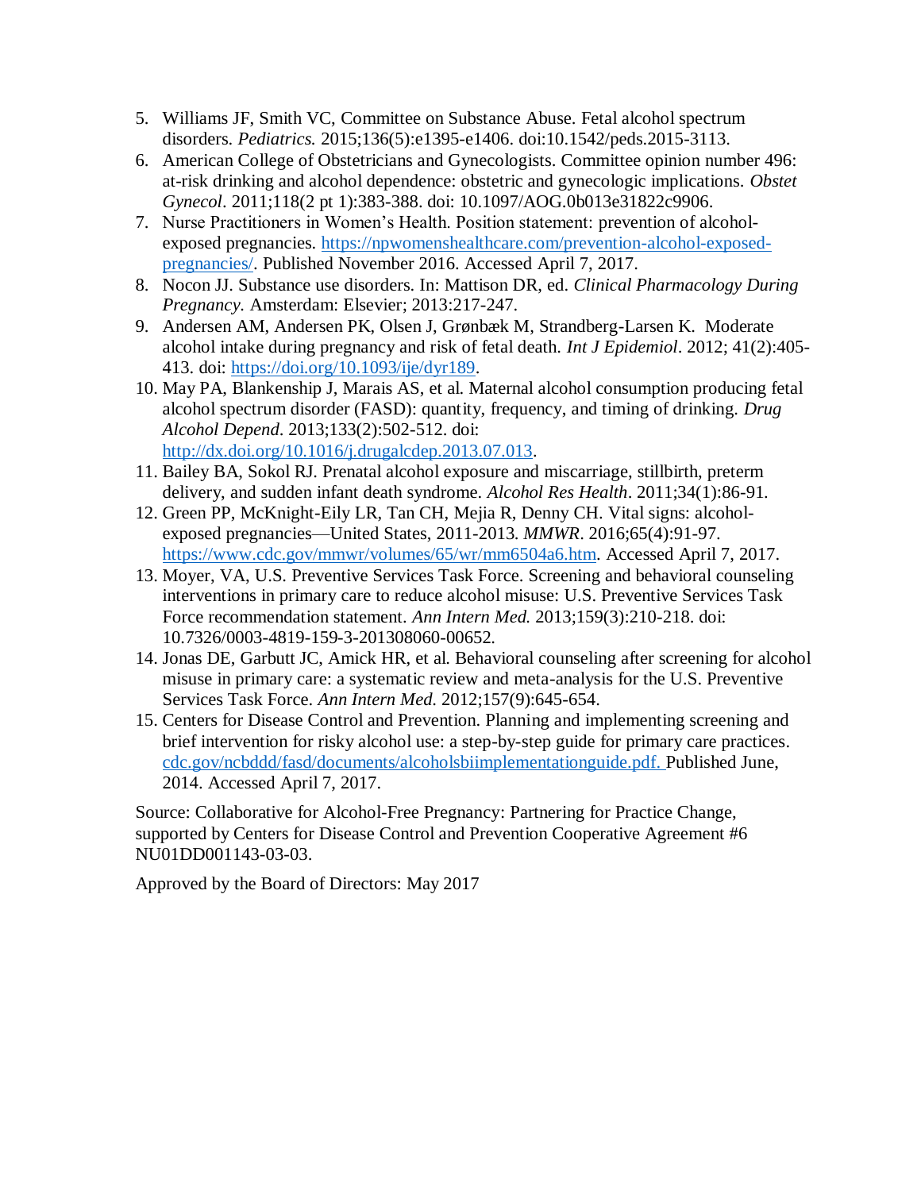5. Williams JF, Smith VC, Committee on Substance Abuse. Fetal alcohol spectrum disorders. *Pediatrics.* 2015;136(5):e1395-e1406. doi:10.1542/peds.2015-3113.
6. American College of Obstetricians and Gynecologists. Committee opinion number 496: at-risk drinking and alcohol dependence: obstetric and gynecologic implications. *Obstet Gynecol*. 2011;118(2 pt 1):383-388. doi: 10.1097/AOG.0b013e31822c9906.
7. Nurse Practitioners in Women's Health. Position statement: prevention of alcohol-exposed pregnancies. https://npwomenshealthcare.com/prevention-alcohol-exposed-pregnancies/. Published November 2016. Accessed April 7, 2017.
8. Nocon JJ. Substance use disorders. In: Mattison DR, ed. *Clinical Pharmacology During Pregnancy.* Amsterdam: Elsevier; 2013:217-247.
9. Andersen AM, Andersen PK, Olsen J, Grønbæk M, Strandberg-Larsen K. Moderate alcohol intake during pregnancy and risk of fetal death. *Int J Epidemiol*. 2012; 41(2):405-413. doi: https://doi.org/10.1093/ije/dyr189.
10. May PA, Blankenship J, Marais AS, et al. Maternal alcohol consumption producing fetal alcohol spectrum disorder (FASD): quantity, frequency, and timing of drinking. *Drug Alcohol Depend*. 2013;133(2):502-512. doi: http://dx.doi.org/10.1016/j.drugalcdep.2013.07.013.
11. Bailey BA, Sokol RJ. Prenatal alcohol exposure and miscarriage, stillbirth, preterm delivery, and sudden infant death syndrome. *Alcohol Res Health*. 2011;34(1):86-91.
12. Green PP, McKnight-Eily LR, Tan CH, Mejia R, Denny CH. Vital signs: alcohol-exposed pregnancies—United States, 2011-2013. *MMWR*. 2016;65(4):91-97. https://www.cdc.gov/mmwr/volumes/65/wr/mm6504a6.htm. Accessed April 7, 2017.
13. Moyer, VA, U.S. Preventive Services Task Force. Screening and behavioral counseling interventions in primary care to reduce alcohol misuse: U.S. Preventive Services Task Force recommendation statement. *Ann Intern Med.* 2013;159(3):210-218. doi: 10.7326/0003-4819-159-3-201308060-00652.
14. Jonas DE, Garbutt JC, Amick HR, et al. Behavioral counseling after screening for alcohol misuse in primary care: a systematic review and meta-analysis for the U.S. Preventive Services Task Force. *Ann Intern Med.* 2012;157(9):645-654.
15. Centers for Disease Control and Prevention. Planning and implementing screening and brief intervention for risky alcohol use: a step-by-step guide for primary care practices. cdc.gov/ncbddd/fasd/documents/alcoholsbiimplementationguide.pdf. Published June, 2014. Accessed April 7, 2017.

Source: Collaborative for Alcohol-Free Pregnancy: Partnering for Practice Change, supported by Centers for Disease Control and Prevention Cooperative Agreement #6 NU01DD001143-03-03.

Approved by the Board of Directors: May 2017